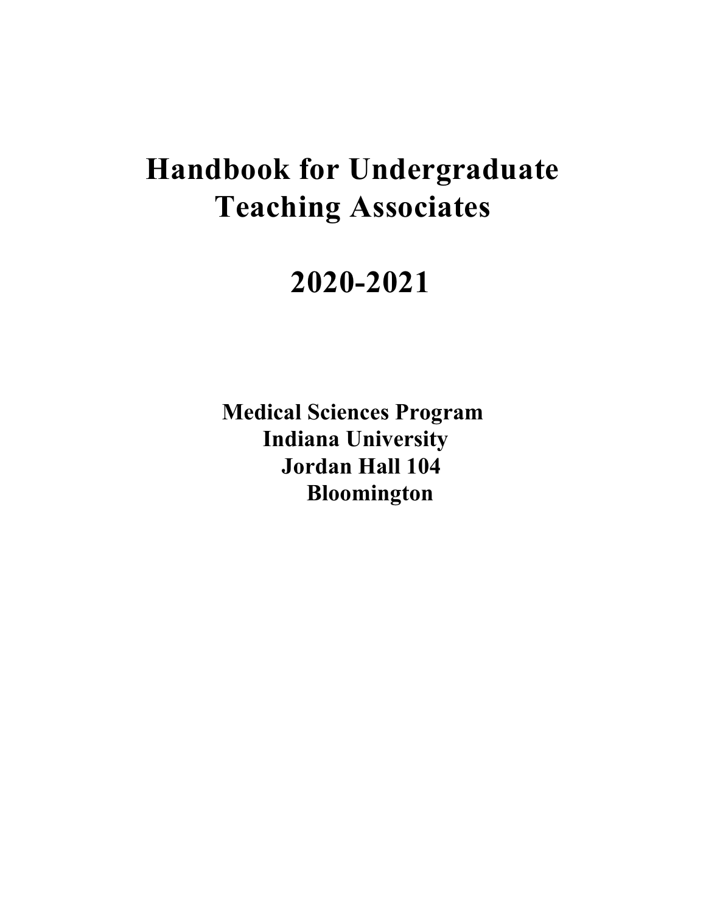# Handbook for Undergraduate Teaching Associates

# 2020-2021

**Medical Sciences Program**
**Indiana University**
**Jordan Hall 104**
**Bloomington**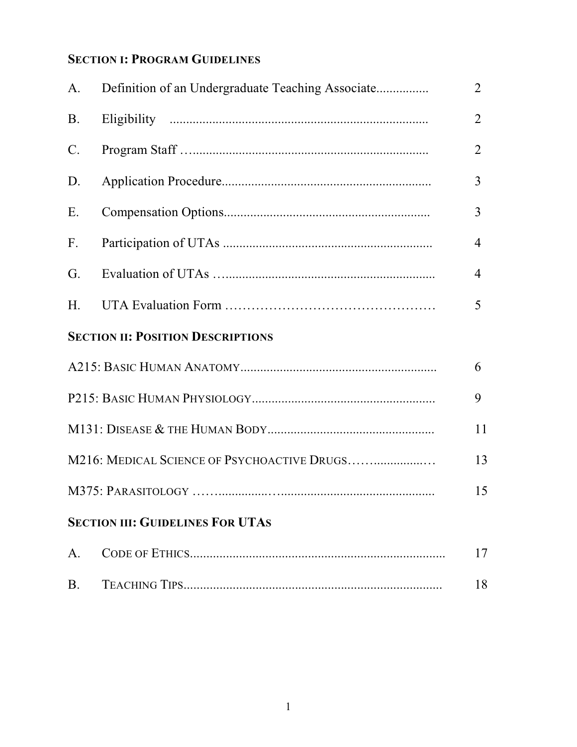## SECTION I: PROGRAM GUIDELINES

| | | |
|---|---|---|
| A. | Definition of an Undergraduate Teaching Associate | 2 |
| B. | Eligibility | 2 |
| C. | Program Staff | 2 |
| D. | Application Procedure | 3 |
| E. | Compensation Options | 3 |
| F. | Participation of UTAs | 4 |
| G. | Evaluation of UTAs | 4 |
| H. | UTA Evaluation Form | 5 |

## SECTION II: POSITION DESCRIPTIONS

| | |
|---|---|
| A215: BASIC HUMAN ANATOMY | 6 |
| P215: BASIC HUMAN PHYSIOLOGY | 9 |
| M131: DISEASE & THE HUMAN BODY | 11 |
| M216: MEDICAL SCIENCE OF PSYCHOACTIVE DRUGS | 13 |
| M375: PARASITOLOGY | 15 |

## SECTION III: GUIDELINES FOR UTAS

| | | |
|---|---|---|
| A. | CODE OF ETHICS | 17 |
| B. | TEACHING TIPS | 18 |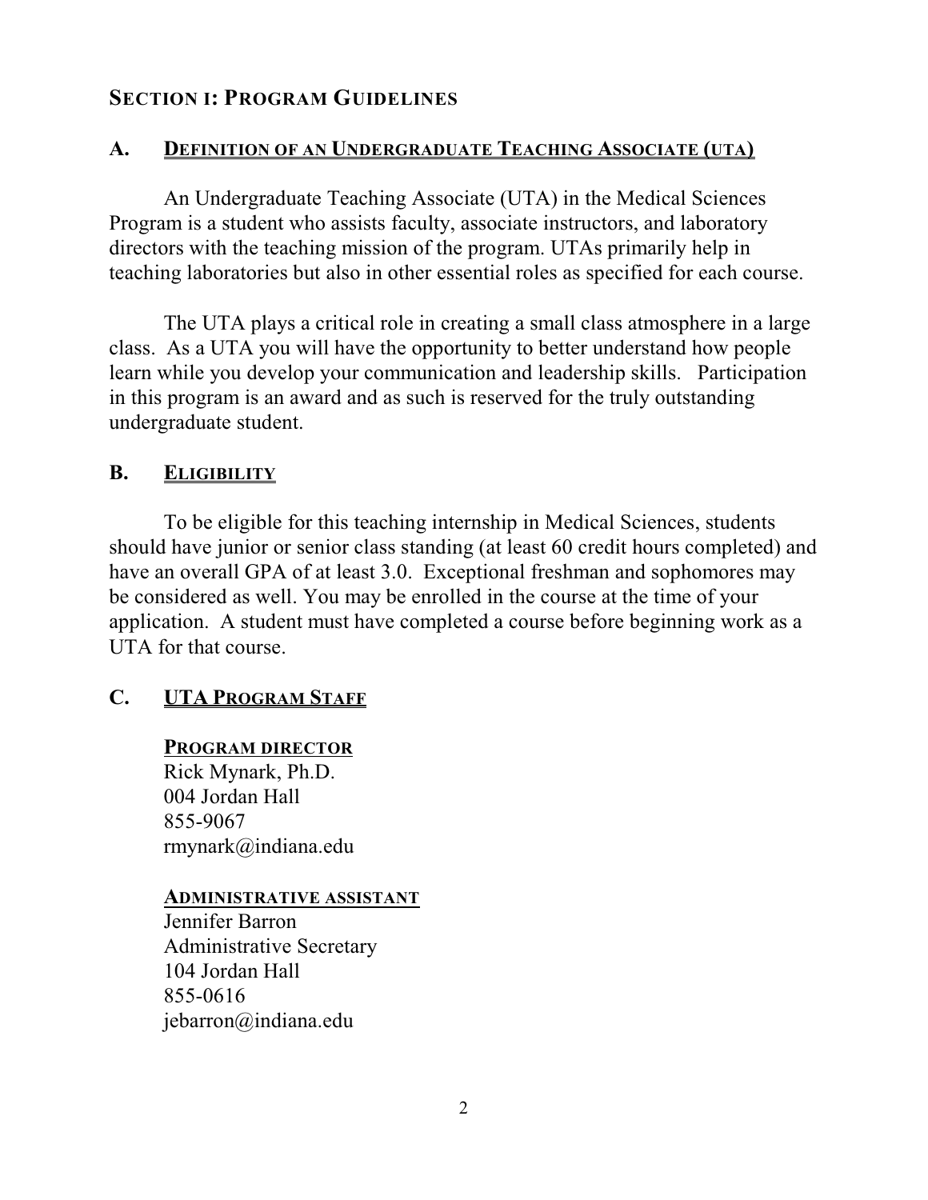## SECTION I: PROGRAM GUIDELINES

### A. DEFINITION OF AN UNDERGRADUATE TEACHING ASSOCIATE (UTA)

An Undergraduate Teaching Associate (UTA) in the Medical Sciences Program is a student who assists faculty, associate instructors, and laboratory directors with the teaching mission of the program. UTAs primarily help in teaching laboratories but also in other essential roles as specified for each course.

The UTA plays a critical role in creating a small class atmosphere in a large class. As a UTA you will have the opportunity to better understand how people learn while you develop your communication and leadership skills. Participation in this program is an award and as such is reserved for the truly outstanding undergraduate student.

### B. ELIGIBILITY

To be eligible for this teaching internship in Medical Sciences, students should have junior or senior class standing (at least 60 credit hours completed) and have an overall GPA of at least 3.0. Exceptional freshman and sophomores may be considered as well. You may be enrolled in the course at the time of your application. A student must have completed a course before beginning work as a UTA for that course.

### C. UTA PROGRAM STAFF

**PROGRAM DIRECTOR**
Rick Mynark, Ph.D.
004 Jordan Hall
855-9067
rmynark@indiana.edu

**ADMINISTRATIVE ASSISTANT**
Jennifer Barron
Administrative Secretary
104 Jordan Hall
855-0616
jebarron@indiana.edu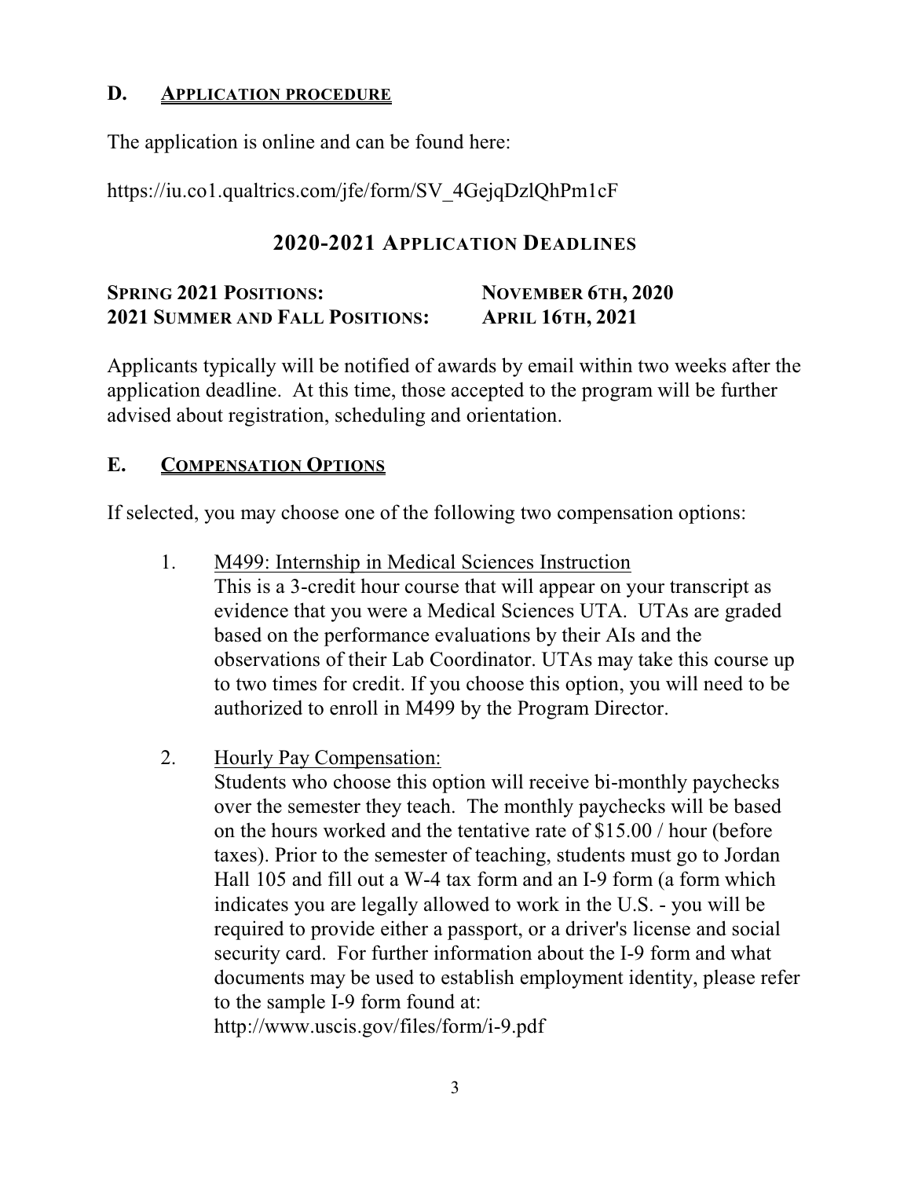## D. Application Procedure

The application is online and can be found here:

https://iu.co1.qualtrics.com/jfe/form/SV_4GejqDzlQhPm1cF

### 2020-2021 Application Deadlines

| | |
|---|---|
| **Spring 2021 Positions:** | **November 6th, 2020** |
| **2021 Summer and Fall Positions:** | **April 16th, 2021** |

Applicants typically will be notified of awards by email within two weeks after the application deadline. At this time, those accepted to the program will be further advised about registration, scheduling and orientation.

## E. Compensation Options

If selected, you may choose one of the following two compensation options:

1. M499: Internship in Medical Sciences Instruction
   This is a 3-credit hour course that will appear on your transcript as evidence that you were a Medical Sciences UTA. UTAs are graded based on the performance evaluations by their AIs and the observations of their Lab Coordinator. UTAs may take this course up to two times for credit. If you choose this option, you will need to be authorized to enroll in M499 by the Program Director.

2. Hourly Pay Compensation:
   Students who choose this option will receive bi-monthly paychecks over the semester they teach. The monthly paychecks will be based on the hours worked and the tentative rate of $15.00 / hour (before taxes). Prior to the semester of teaching, students must go to Jordan Hall 105 and fill out a W-4 tax form and an I-9 form (a form which indicates you are legally allowed to work in the U.S. - you will be required to provide either a passport, or a driver's license and social security card. For further information about the I-9 form and what documents may be used to establish employment identity, please refer to the sample I-9 form found at:
   http://www.uscis.gov/files/form/i-9.pdf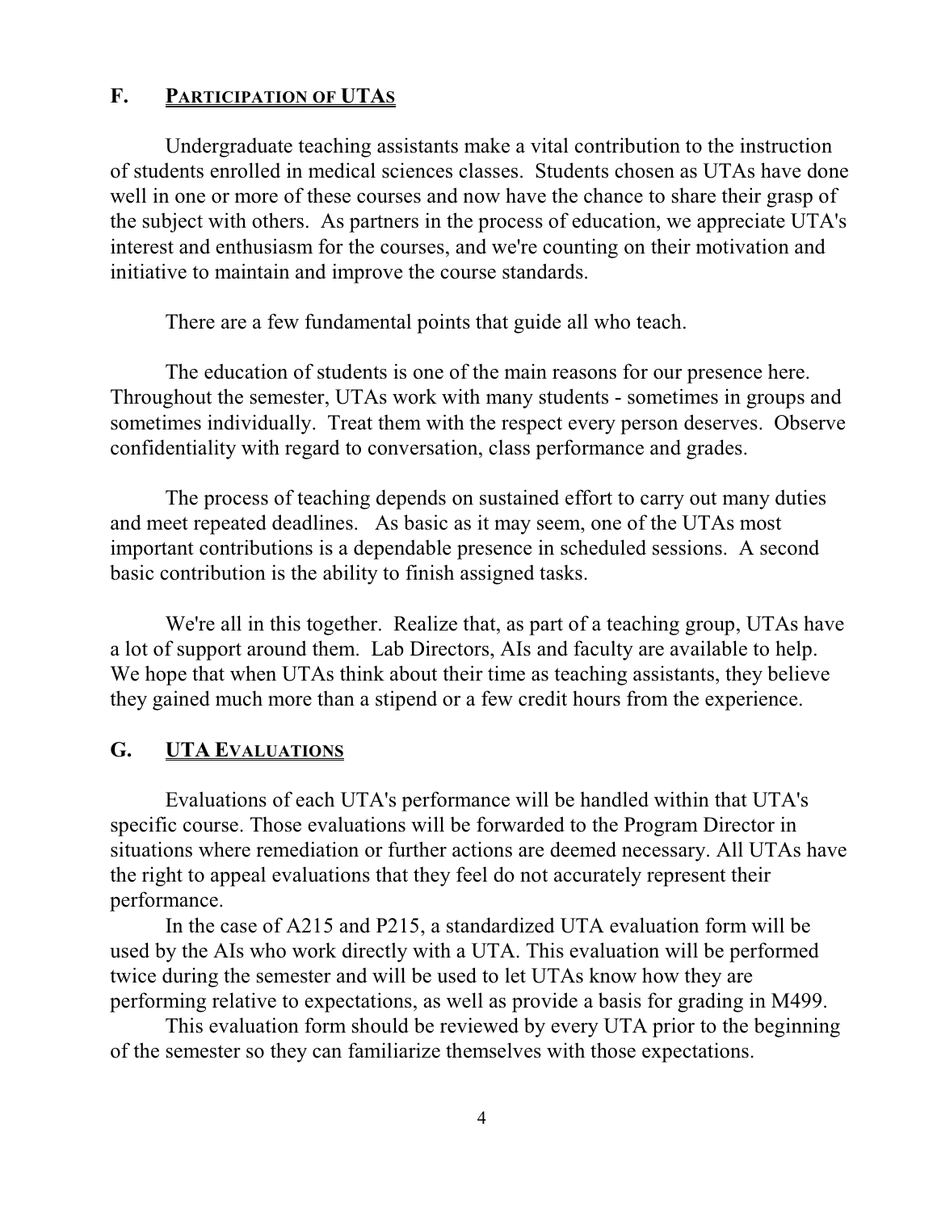## F. PARTICIPATION OF UTAS

Undergraduate teaching assistants make a vital contribution to the instruction of students enrolled in medical sciences classes. Students chosen as UTAs have done well in one or more of these courses and now have the chance to share their grasp of the subject with others. As partners in the process of education, we appreciate UTA's interest and enthusiasm for the courses, and we're counting on their motivation and initiative to maintain and improve the course standards.

There are a few fundamental points that guide all who teach.

The education of students is one of the main reasons for our presence here. Throughout the semester, UTAs work with many students - sometimes in groups and sometimes individually. Treat them with the respect every person deserves. Observe confidentiality with regard to conversation, class performance and grades.

The process of teaching depends on sustained effort to carry out many duties and meet repeated deadlines. As basic as it may seem, one of the UTAs most important contributions is a dependable presence in scheduled sessions. A second basic contribution is the ability to finish assigned tasks.

We're all in this together. Realize that, as part of a teaching group, UTAs have a lot of support around them. Lab Directors, AIs and faculty are available to help. We hope that when UTAs think about their time as teaching assistants, they believe they gained much more than a stipend or a few credit hours from the experience.

## G. UTA EVALUATIONS

Evaluations of each UTA's performance will be handled within that UTA's specific course. Those evaluations will be forwarded to the Program Director in situations where remediation or further actions are deemed necessary. All UTAs have the right to appeal evaluations that they feel do not accurately represent their performance.

In the case of A215 and P215, a standardized UTA evaluation form will be used by the AIs who work directly with a UTA. This evaluation will be performed twice during the semester and will be used to let UTAs know how they are performing relative to expectations, as well as provide a basis for grading in M499.

This evaluation form should be reviewed by every UTA prior to the beginning of the semester so they can familiarize themselves with those expectations.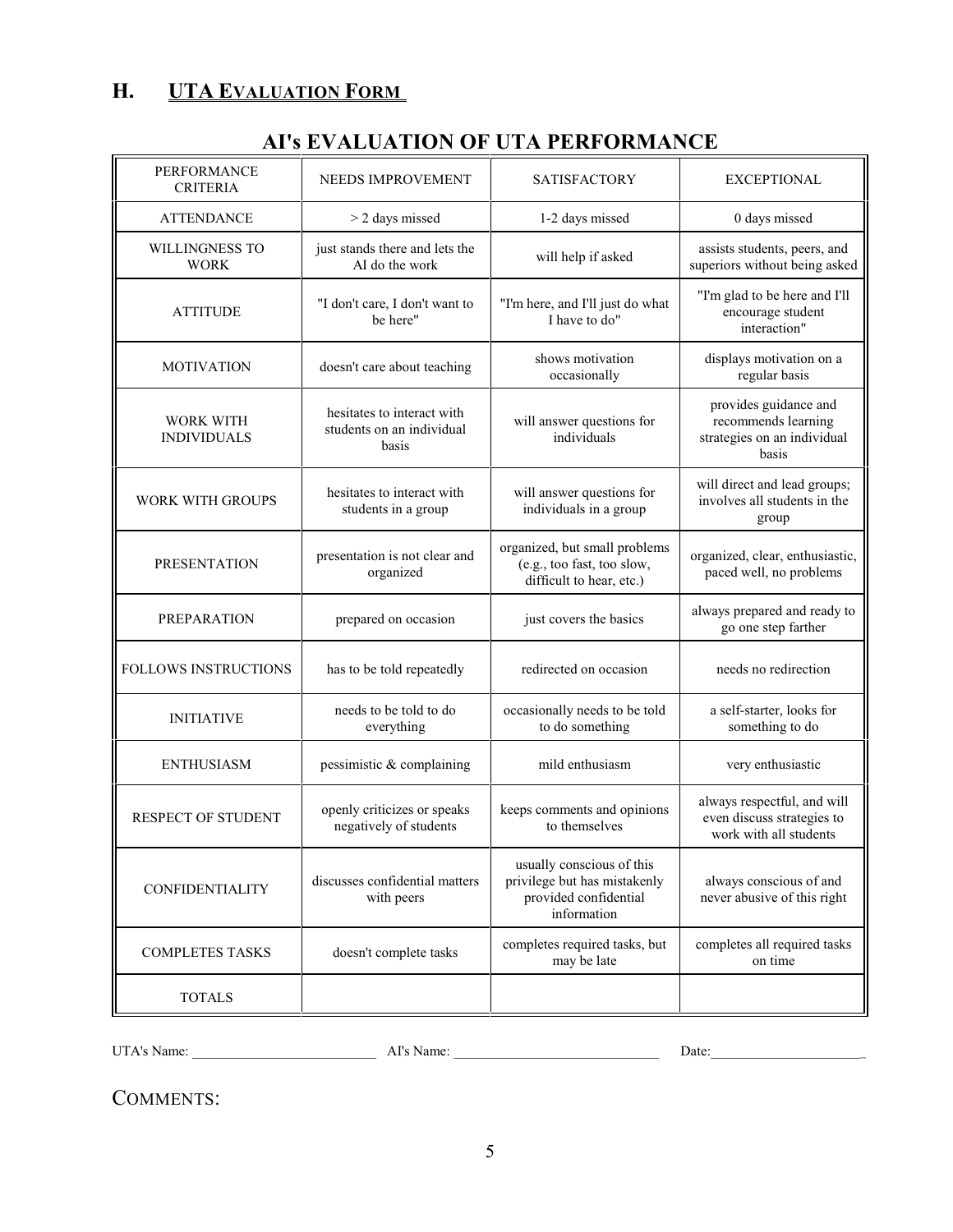## H. UTA EVALUATION FORM

# AI's EVALUATION OF UTA PERFORMANCE

| PERFORMANCE CRITERIA | NEEDS IMPROVEMENT | SATISFACTORY | EXCEPTIONAL |
|---|---|---|---|
| ATTENDANCE | > 2 days missed | 1-2 days missed | 0 days missed |
| WILLINGNESS TO WORK | just stands there and lets the AI do the work | will help if asked | assists students, peers, and superiors without being asked |
| ATTITUDE | "I don't care, I don't want to be here" | "I'm here, and I'll just do what I have to do" | "I'm glad to be here and I'll encourage student interaction" |
| MOTIVATION | doesn't care about teaching | shows motivation occasionally | displays motivation on a regular basis |
| WORK WITH INDIVIDUALS | hesitates to interact with students on an individual basis | will answer questions for individuals | provides guidance and recommends learning strategies on an individual basis |
| WORK WITH GROUPS | hesitates to interact with students in a group | will answer questions for individuals in a group | will direct and lead groups; involves all students in the group |
| PRESENTATION | presentation is not clear and organized | organized, but small problems (e.g., too fast, too slow, difficult to hear, etc.) | organized, clear, enthusiastic, paced well, no problems |
| PREPARATION | prepared on occasion | just covers the basics | always prepared and ready to go one step farther |
| FOLLOWS INSTRUCTIONS | has to be told repeatedly | redirected on occasion | needs no redirection |
| INITIATIVE | needs to be told to do everything | occasionally needs to be told to do something | a self-starter, looks for something to do |
| ENTHUSIASM | pessimistic & complaining | mild enthusiasm | very enthusiastic |
| RESPECT OF STUDENT | openly criticizes or speaks negatively of students | keeps comments and opinions to themselves | always respectful, and will even discuss strategies to work with all students |
| CONFIDENTIALITY | discusses confidential matters with peers | usually conscious of this privilege but has mistakenly provided confidential information | always conscious of and never abusive of this right |
| COMPLETES TASKS | doesn't complete tasks | completes required tasks, but may be late | completes all required tasks on time |
| TOTALS | | | |

UTA's Name: ___________________________ AI's Name: ______________________________ Date:______________________

COMMENTS: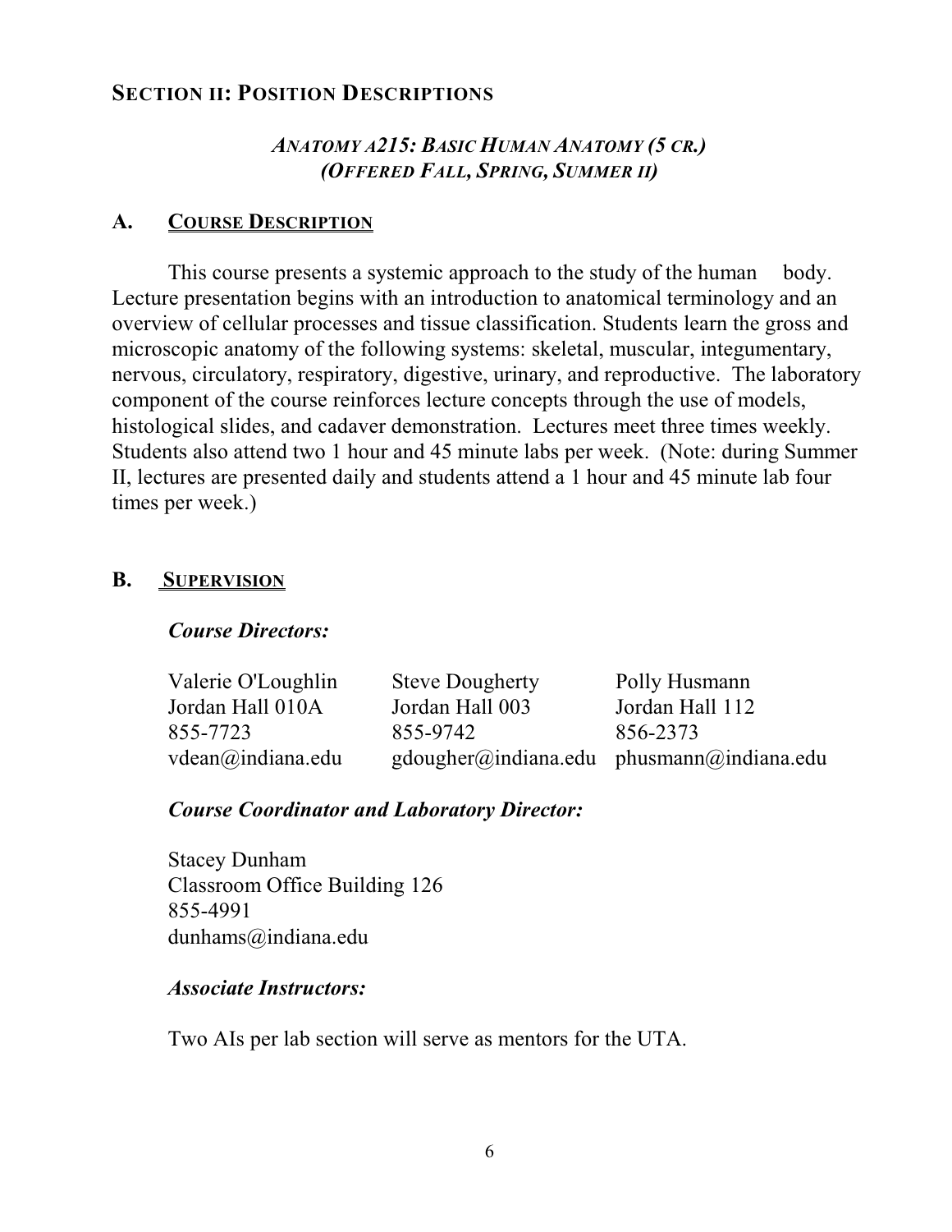## Section II: Position Descriptions

### *Anatomy A215: Basic Human Anatomy (5 cr.)*
### *(Offered Fall, Spring, Summer II)*

### A. Course Description

This course presents a systemic approach to the study of the human body. Lecture presentation begins with an introduction to anatomical terminology and an overview of cellular processes and tissue classification. Students learn the gross and microscopic anatomy of the following systems: skeletal, muscular, integumentary, nervous, circulatory, respiratory, digestive, urinary, and reproductive. The laboratory component of the course reinforces lecture concepts through the use of models, histological slides, and cadaver demonstration. Lectures meet three times weekly. Students also attend two 1 hour and 45 minute labs per week. (Note: during Summer II, lectures are presented daily and students attend a 1 hour and 45 minute lab four times per week.)

### B. Supervision

***Course Directors:***

| Valerie O'Loughlin | Steve Dougherty | Polly Husmann |
|---|---|---|
| Jordan Hall 010A | Jordan Hall 003 | Jordan Hall 112 |
| 855-7723 | 855-9742 | 856-2373 |
| vdean@indiana.edu | gdougher@indiana.edu | phusmann@indiana.edu |

***Course Coordinator and Laboratory Director:***

Stacey Dunham  
Classroom Office Building 126  
855-4991  
dunhams@indiana.edu

***Associate Instructors:***

Two AIs per lab section will serve as mentors for the UTA.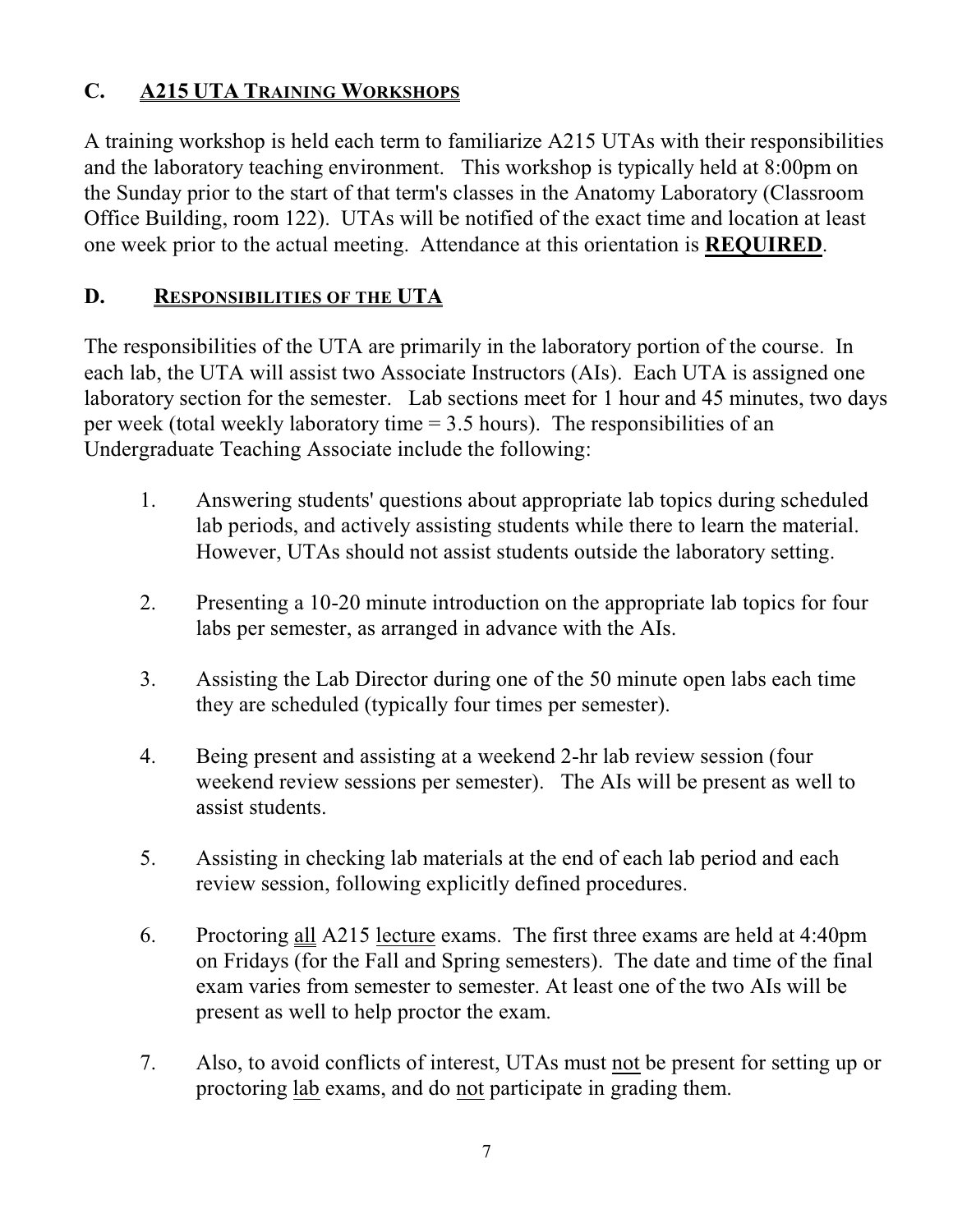## C. A215 UTA Training Workshops

A training workshop is held each term to familiarize A215 UTAs with their responsibilities and the laboratory teaching environment. This workshop is typically held at 8:00pm on the Sunday prior to the start of that term's classes in the Anatomy Laboratory (Classroom Office Building, room 122). UTAs will be notified of the exact time and location at least one week prior to the actual meeting. Attendance at this orientation is **REQUIRED**.

## D. Responsibilities of the UTA

The responsibilities of the UTA are primarily in the laboratory portion of the course. In each lab, the UTA will assist two Associate Instructors (AIs). Each UTA is assigned one laboratory section for the semester. Lab sections meet for 1 hour and 45 minutes, two days per week (total weekly laboratory time = 3.5 hours). The responsibilities of an Undergraduate Teaching Associate include the following:

1. Answering students' questions about appropriate lab topics during scheduled lab periods, and actively assisting students while there to learn the material. However, UTAs should not assist students outside the laboratory setting.

2. Presenting a 10-20 minute introduction on the appropriate lab topics for four labs per semester, as arranged in advance with the AIs.

3. Assisting the Lab Director during one of the 50 minute open labs each time they are scheduled (typically four times per semester).

4. Being present and assisting at a weekend 2-hr lab review session (four weekend review sessions per semester). The AIs will be present as well to assist students.

5. Assisting in checking lab materials at the end of each lab period and each review session, following explicitly defined procedures.

6. Proctoring all A215 lecture exams. The first three exams are held at 4:40pm on Fridays (for the Fall and Spring semesters). The date and time of the final exam varies from semester to semester. At least one of the two AIs will be present as well to help proctor the exam.

7. Also, to avoid conflicts of interest, UTAs must not be present for setting up or proctoring lab exams, and do not participate in grading them.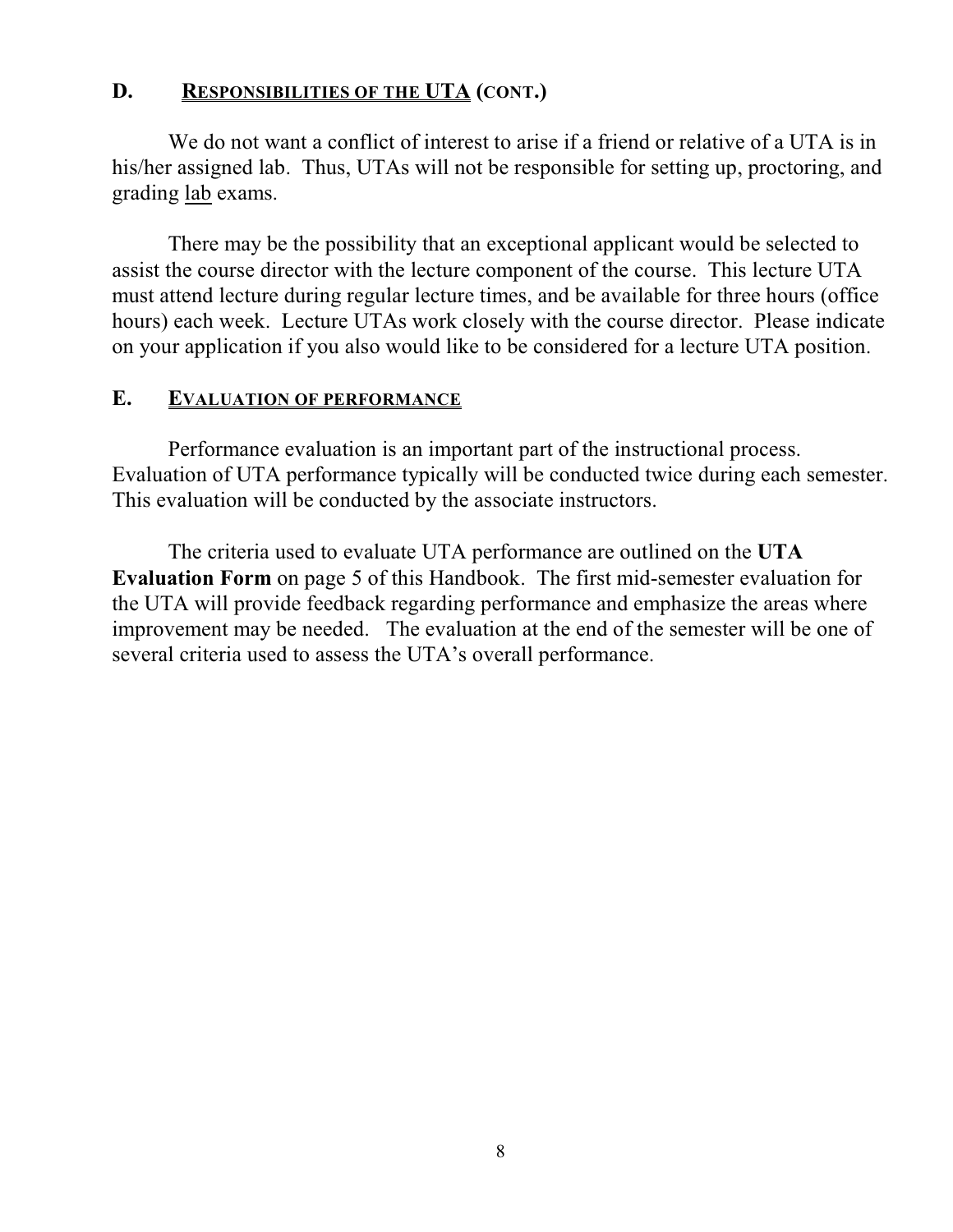## D. RESPONSIBILITIES OF THE UTA (CONT.)

We do not want a conflict of interest to arise if a friend or relative of a UTA is in his/her assigned lab. Thus, UTAs will not be responsible for setting up, proctoring, and grading lab exams.

There may be the possibility that an exceptional applicant would be selected to assist the course director with the lecture component of the course. This lecture UTA must attend lecture during regular lecture times, and be available for three hours (office hours) each week. Lecture UTAs work closely with the course director. Please indicate on your application if you also would like to be considered for a lecture UTA position.

## E. EVALUATION OF PERFORMANCE

Performance evaluation is an important part of the instructional process. Evaluation of UTA performance typically will be conducted twice during each semester. This evaluation will be conducted by the associate instructors.

The criteria used to evaluate UTA performance are outlined on the **UTA Evaluation Form** on page 5 of this Handbook. The first mid-semester evaluation for the UTA will provide feedback regarding performance and emphasize the areas where improvement may be needed. The evaluation at the end of the semester will be one of several criteria used to assess the UTA's overall performance.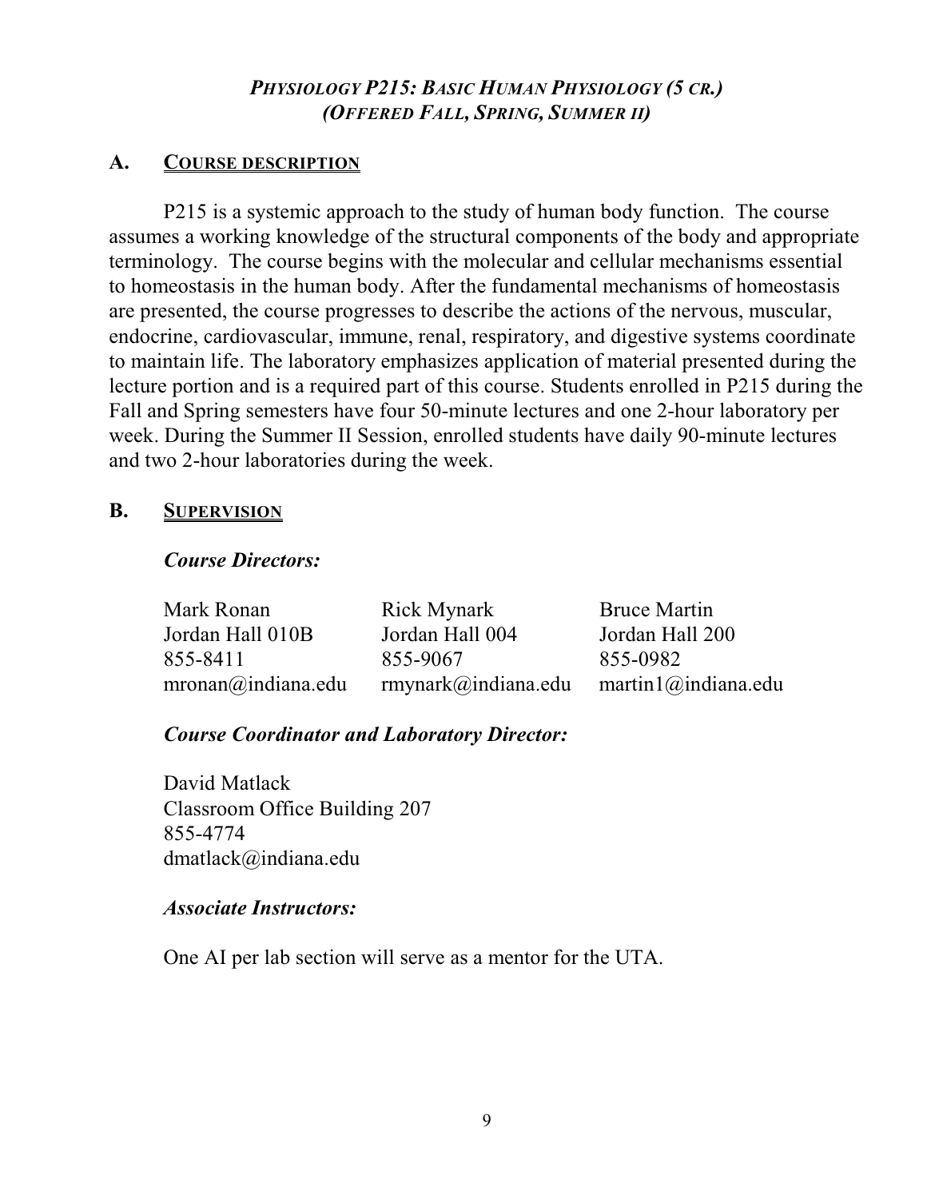### *PHYSIOLOGY P215: BASIC HUMAN PHYSIOLOGY (5 CR.)*
### *(OFFERED FALL, SPRING, SUMMER II)*

## A. COURSE DESCRIPTION

P215 is a systemic approach to the study of human body function. The course assumes a working knowledge of the structural components of the body and appropriate terminology. The course begins with the molecular and cellular mechanisms essential to homeostasis in the human body. After the fundamental mechanisms of homeostasis are presented, the course progresses to describe the actions of the nervous, muscular, endocrine, cardiovascular, immune, renal, respiratory, and digestive systems coordinate to maintain life. The laboratory emphasizes application of material presented during the lecture portion and is a required part of this course. Students enrolled in P215 during the Fall and Spring semesters have four 50-minute lectures and one 2-hour laboratory per week. During the Summer II Session, enrolled students have daily 90-minute lectures and two 2-hour laboratories during the week.

## B. SUPERVISION

***Course Directors:***

| Mark Ronan | Rick Mynark | Bruce Martin |
|---|---|---|
| Jordan Hall 010B | Jordan Hall 004 | Jordan Hall 200 |
| 855-8411 | 855-9067 | 855-0982 |
| mronan@indiana.edu | rmynark@indiana.edu | martin1@indiana.edu |

***Course Coordinator and Laboratory Director:***

David Matlack
Classroom Office Building 207
855-4774
dmatlack@indiana.edu

***Associate Instructors:***

One AI per lab section will serve as a mentor for the UTA.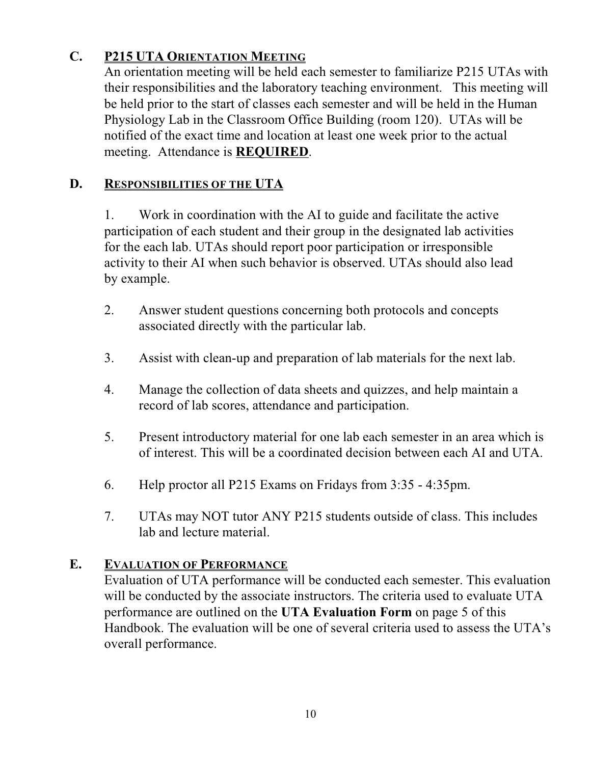## C. P215 UTA ORIENTATION MEETING

An orientation meeting will be held each semester to familiarize P215 UTAs with their responsibilities and the laboratory teaching environment. This meeting will be held prior to the start of classes each semester and will be held in the Human Physiology Lab in the Classroom Office Building (room 120). UTAs will be notified of the exact time and location at least one week prior to the actual meeting. Attendance is **REQUIRED**.

## D. RESPONSIBILITIES OF THE UTA

1. Work in coordination with the AI to guide and facilitate the active participation of each student and their group in the designated lab activities for the each lab. UTAs should report poor participation or irresponsible activity to their AI when such behavior is observed. UTAs should also lead by example.

2. Answer student questions concerning both protocols and concepts associated directly with the particular lab.

3. Assist with clean-up and preparation of lab materials for the next lab.

4. Manage the collection of data sheets and quizzes, and help maintain a record of lab scores, attendance and participation.

5. Present introductory material for one lab each semester in an area which is of interest. This will be a coordinated decision between each AI and UTA.

6. Help proctor all P215 Exams on Fridays from 3:35 - 4:35pm.

7. UTAs may NOT tutor ANY P215 students outside of class. This includes lab and lecture material.

## E. EVALUATION OF PERFORMANCE

Evaluation of UTA performance will be conducted each semester. This evaluation will be conducted by the associate instructors. The criteria used to evaluate UTA performance are outlined on the **UTA Evaluation Form** on page 5 of this Handbook. The evaluation will be one of several criteria used to assess the UTA's overall performance.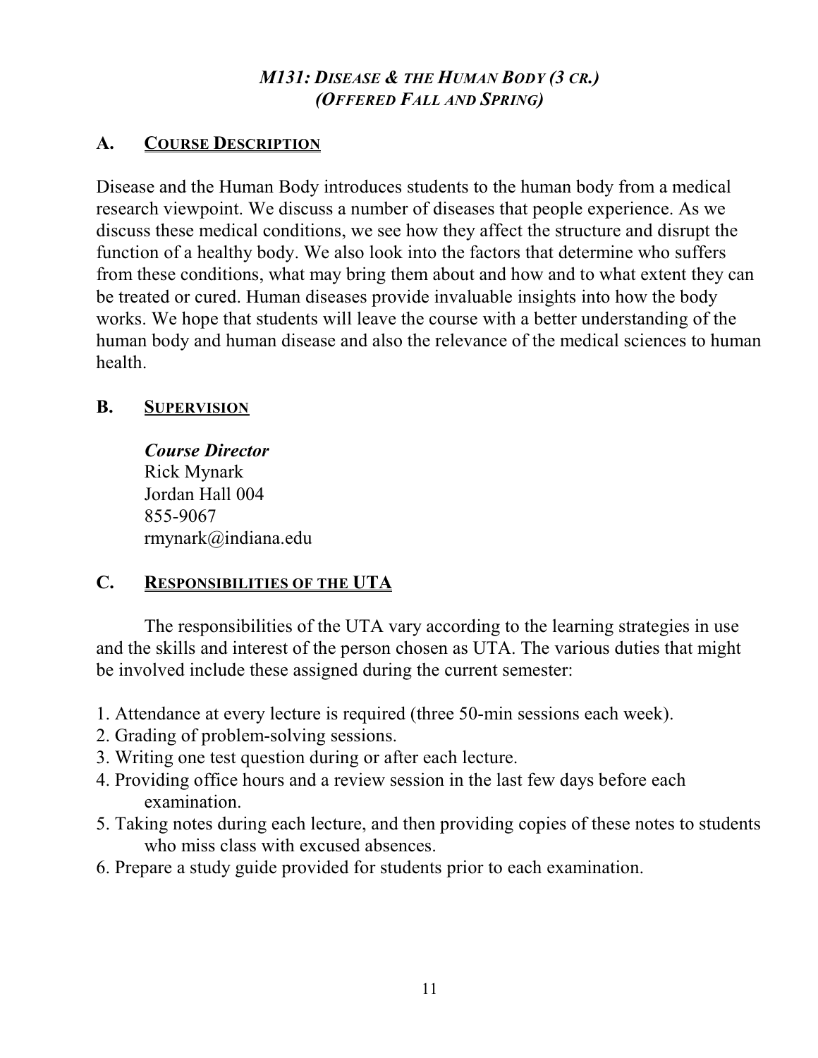# *M131: Disease & the Human Body (3 cr.)*
# *(Offered Fall and Spring)*

## A. Course Description

Disease and the Human Body introduces students to the human body from a medical research viewpoint. We discuss a number of diseases that people experience. As we discuss these medical conditions, we see how they affect the structure and disrupt the function of a healthy body. We also look into the factors that determine who suffers from these conditions, what may bring them about and how and to what extent they can be treated or cured. Human diseases provide invaluable insights into how the body works. We hope that students will leave the course with a better understanding of the human body and human disease and also the relevance of the medical sciences to human health.

## B. Supervision

***Course Director***
Rick Mynark
Jordan Hall 004
855-9067
rmynark@indiana.edu

## C. Responsibilities of the UTA

The responsibilities of the UTA vary according to the learning strategies in use and the skills and interest of the person chosen as UTA. The various duties that might be involved include these assigned during the current semester:

1. Attendance at every lecture is required (three 50-min sessions each week).
2. Grading of problem-solving sessions.
3. Writing one test question during or after each lecture.
4. Providing office hours and a review session in the last few days before each examination.
5. Taking notes during each lecture, and then providing copies of these notes to students who miss class with excused absences.
6. Prepare a study guide provided for students prior to each examination.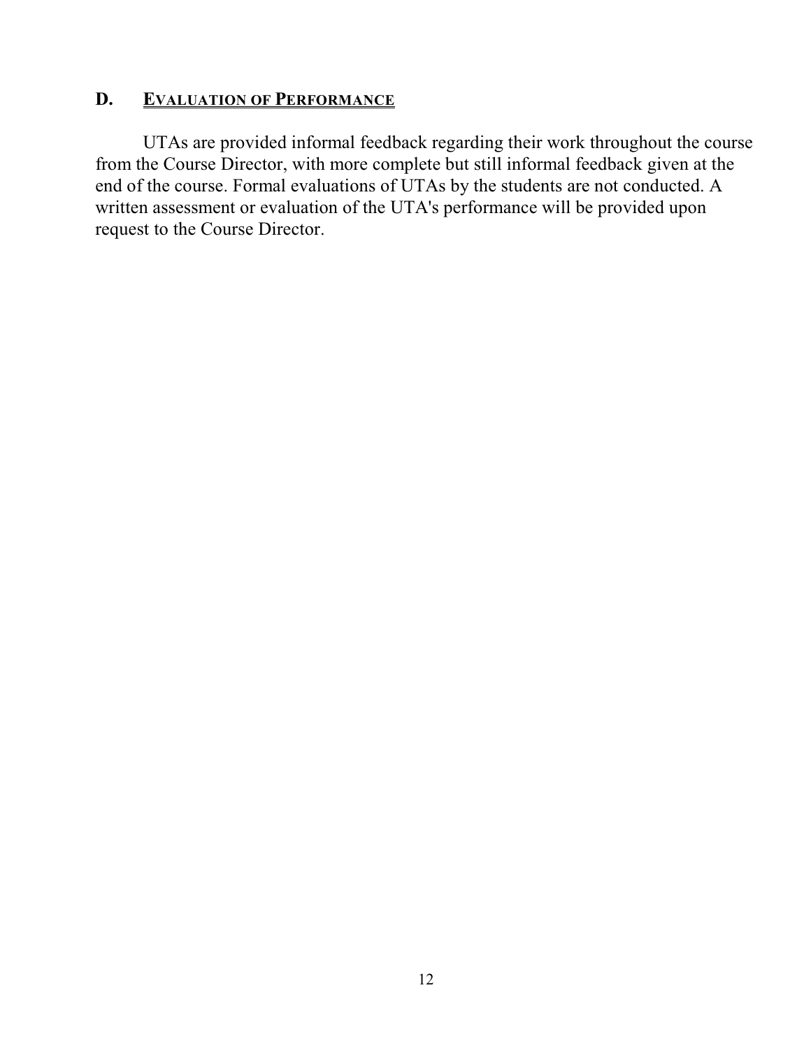## D. Evaluation of Performance

UTAs are provided informal feedback regarding their work throughout the course from the Course Director, with more complete but still informal feedback given at the end of the course. Formal evaluations of UTAs by the students are not conducted. A written assessment or evaluation of the UTA's performance will be provided upon request to the Course Director.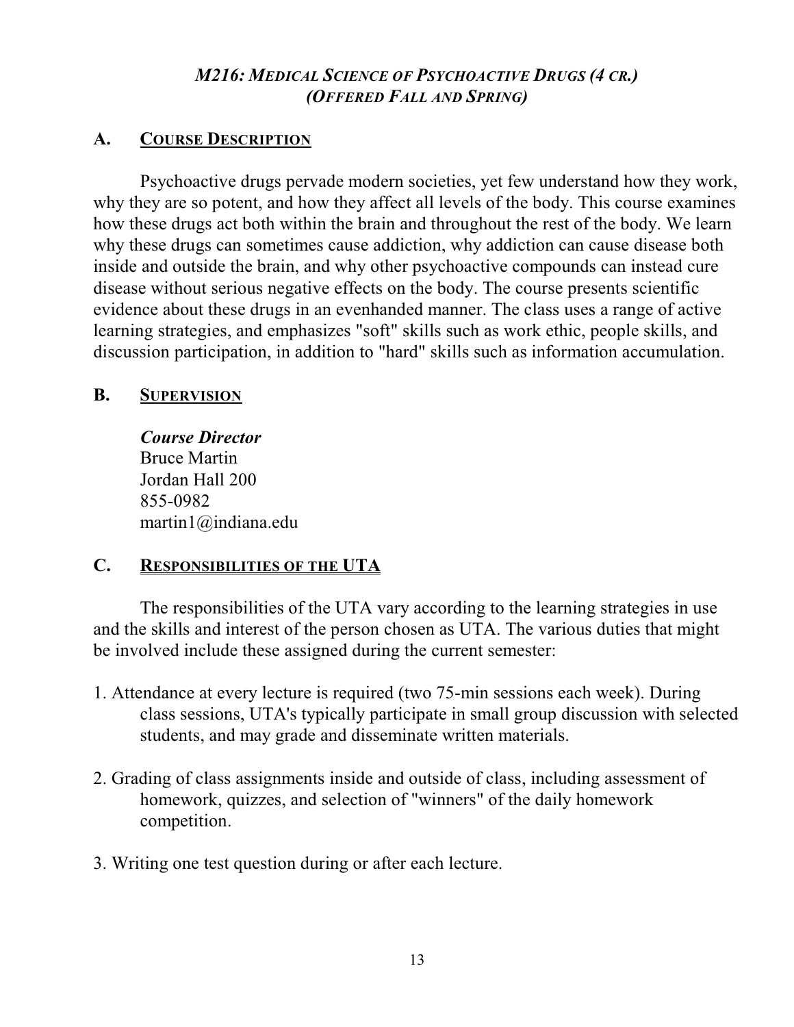## *M216: MEDICAL SCIENCE OF PSYCHOACTIVE DRUGS (4 CR.)*
## *(OFFERED FALL AND SPRING)*

### A. COURSE DESCRIPTION

Psychoactive drugs pervade modern societies, yet few understand how they work, why they are so potent, and how they affect all levels of the body. This course examines how these drugs act both within the brain and throughout the rest of the body. We learn why these drugs can sometimes cause addiction, why addiction can cause disease both inside and outside the brain, and why other psychoactive compounds can instead cure disease without serious negative effects on the body. The course presents scientific evidence about these drugs in an evenhanded manner. The class uses a range of active learning strategies, and emphasizes "soft" skills such as work ethic, people skills, and discussion participation, in addition to "hard" skills such as information accumulation.

### B. SUPERVISION

***Course Director***
Bruce Martin
Jordan Hall 200
855-0982
martin1@indiana.edu

### C. RESPONSIBILITIES OF THE UTA

The responsibilities of the UTA vary according to the learning strategies in use and the skills and interest of the person chosen as UTA. The various duties that might be involved include these assigned during the current semester:

1. Attendance at every lecture is required (two 75-min sessions each week). During class sessions, UTA's typically participate in small group discussion with selected students, and may grade and disseminate written materials.

2. Grading of class assignments inside and outside of class, including assessment of homework, quizzes, and selection of "winners" of the daily homework competition.

3. Writing one test question during or after each lecture.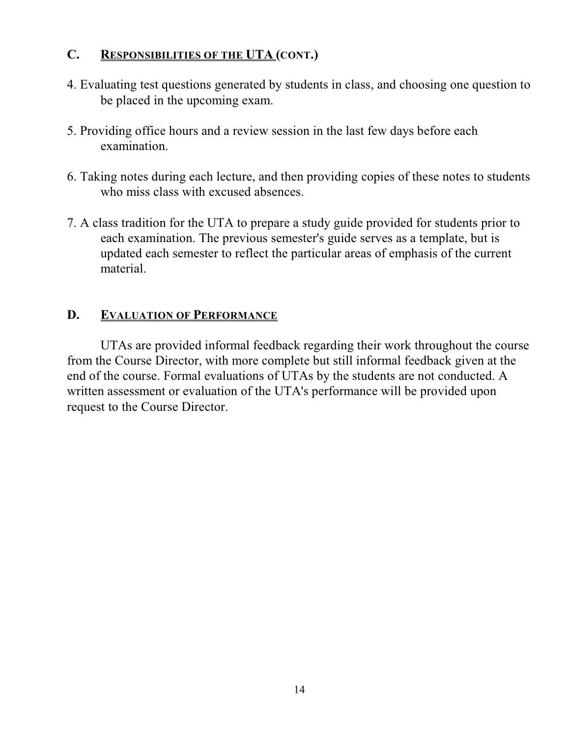## C. RESPONSIBILITIES OF THE UTA (CONT.)

4. Evaluating test questions generated by students in class, and choosing one question to be placed in the upcoming exam.

5. Providing office hours and a review session in the last few days before each examination.

6. Taking notes during each lecture, and then providing copies of these notes to students who miss class with excused absences.

7. A class tradition for the UTA to prepare a study guide provided for students prior to each examination. The previous semester's guide serves as a template, but is updated each semester to reflect the particular areas of emphasis of the current material.

## D. EVALUATION OF PERFORMANCE

UTAs are provided informal feedback regarding their work throughout the course from the Course Director, with more complete but still informal feedback given at the end of the course. Formal evaluations of UTAs by the students are not conducted. A written assessment or evaluation of the UTA's performance will be provided upon request to the Course Director.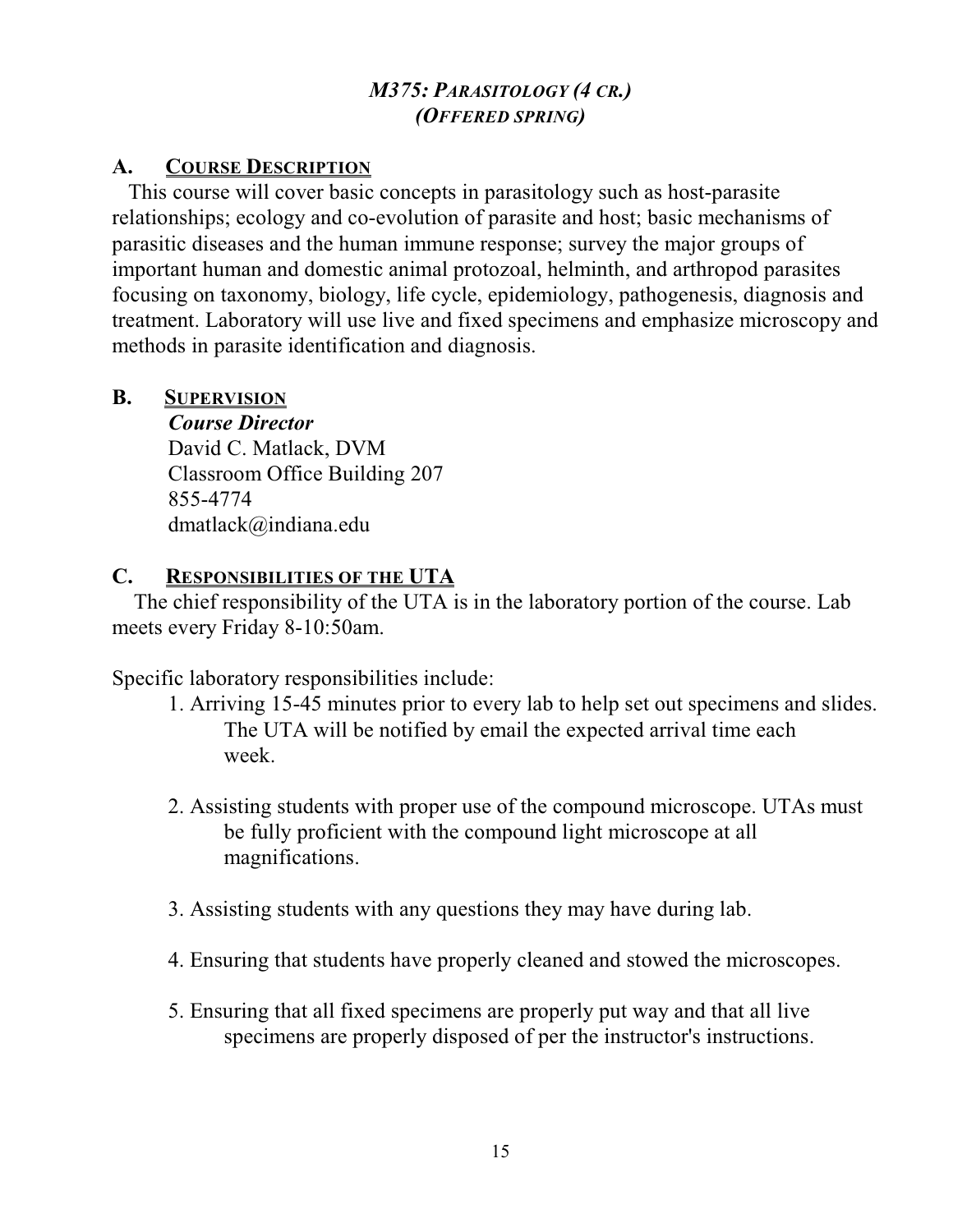### *M375: Parasitology (4 cr.)*
### *(Offered spring)*

## A. Course Description

This course will cover basic concepts in parasitology such as host-parasite relationships; ecology and co-evolution of parasite and host; basic mechanisms of parasitic diseases and the human immune response; survey the major groups of important human and domestic animal protozoal, helminth, and arthropod parasites focusing on taxonomy, biology, life cycle, epidemiology, pathogenesis, diagnosis and treatment. Laboratory will use live and fixed specimens and emphasize microscopy and methods in parasite identification and diagnosis.

## B. Supervision

***Course Director***
David C. Matlack, DVM
Classroom Office Building 207
855-4774
dmatlack@indiana.edu

## C. Responsibilities of the UTA

The chief responsibility of the UTA is in the laboratory portion of the course. Lab meets every Friday 8-10:50am.

Specific laboratory responsibilities include:

1. Arriving 15-45 minutes prior to every lab to help set out specimens and slides. The UTA will be notified by email the expected arrival time each week.
2. Assisting students with proper use of the compound microscope. UTAs must be fully proficient with the compound light microscope at all magnifications.
3. Assisting students with any questions they may have during lab.
4. Ensuring that students have properly cleaned and stowed the microscopes.
5. Ensuring that all fixed specimens are properly put way and that all live specimens are properly disposed of per the instructor's instructions.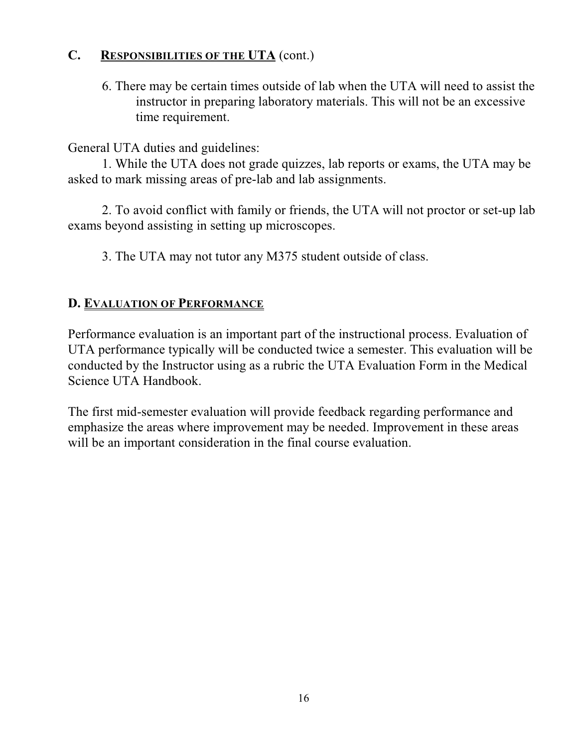## C. RESPONSIBILITIES OF THE UTA (cont.)

6. There may be certain times outside of lab when the UTA will need to assist the instructor in preparing laboratory materials. This will not be an excessive time requirement.

General UTA duties and guidelines:

1. While the UTA does not grade quizzes, lab reports or exams, the UTA may be asked to mark missing areas of pre-lab and lab assignments.

2. To avoid conflict with family or friends, the UTA will not proctor or set-up lab exams beyond assisting in setting up microscopes.

3. The UTA may not tutor any M375 student outside of class.

## D. EVALUATION OF PERFORMANCE

Performance evaluation is an important part of the instructional process. Evaluation of UTA performance typically will be conducted twice a semester. This evaluation will be conducted by the Instructor using as a rubric the UTA Evaluation Form in the Medical Science UTA Handbook.

The first mid-semester evaluation will provide feedback regarding performance and emphasize the areas where improvement may be needed. Improvement in these areas will be an important consideration in the final course evaluation.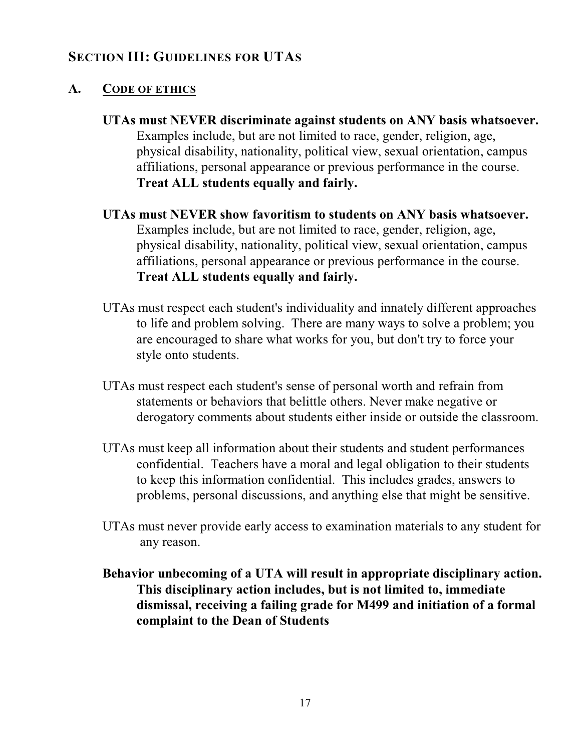## SECTION III: GUIDELINES FOR UTAS

### A. CODE OF ETHICS

**UTAs must NEVER discriminate against students on ANY basis whatsoever.** Examples include, but are not limited to race, gender, religion, age, physical disability, nationality, political view, sexual orientation, campus affiliations, personal appearance or previous performance in the course. **Treat ALL students equally and fairly.**

**UTAs must NEVER show favoritism to students on ANY basis whatsoever.** Examples include, but are not limited to race, gender, religion, age, physical disability, nationality, political view, sexual orientation, campus affiliations, personal appearance or previous performance in the course. **Treat ALL students equally and fairly.**

UTAs must respect each student's individuality and innately different approaches to life and problem solving. There are many ways to solve a problem; you are encouraged to share what works for you, but don't try to force your style onto students.

UTAs must respect each student's sense of personal worth and refrain from statements or behaviors that belittle others. Never make negative or derogatory comments about students either inside or outside the classroom.

UTAs must keep all information about their students and student performances confidential. Teachers have a moral and legal obligation to their students to keep this information confidential. This includes grades, answers to problems, personal discussions, and anything else that might be sensitive.

UTAs must never provide early access to examination materials to any student for any reason.

**Behavior unbecoming of a UTA will result in appropriate disciplinary action. This disciplinary action includes, but is not limited to, immediate dismissal, receiving a failing grade for M499 and initiation of a formal complaint to the Dean of Students**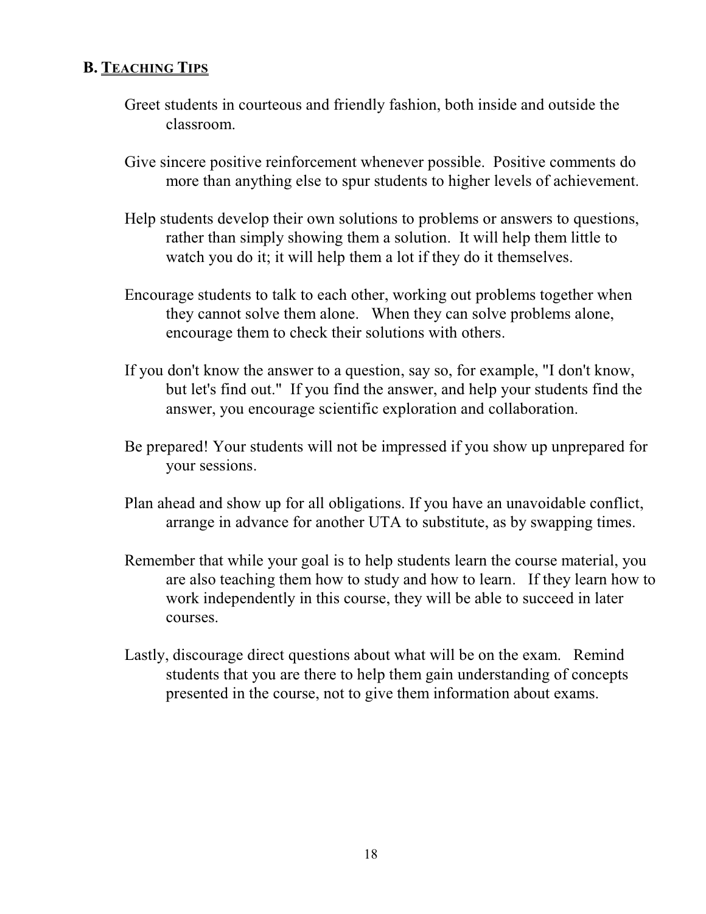## B. Teaching Tips

Greet students in courteous and friendly fashion, both inside and outside the classroom.

Give sincere positive reinforcement whenever possible. Positive comments do more than anything else to spur students to higher levels of achievement.

Help students develop their own solutions to problems or answers to questions, rather than simply showing them a solution. It will help them little to watch you do it; it will help them a lot if they do it themselves.

Encourage students to talk to each other, working out problems together when they cannot solve them alone. When they can solve problems alone, encourage them to check their solutions with others.

If you don't know the answer to a question, say so, for example, "I don't know, but let's find out." If you find the answer, and help your students find the answer, you encourage scientific exploration and collaboration.

Be prepared! Your students will not be impressed if you show up unprepared for your sessions.

Plan ahead and show up for all obligations. If you have an unavoidable conflict, arrange in advance for another UTA to substitute, as by swapping times.

Remember that while your goal is to help students learn the course material, you are also teaching them how to study and how to learn. If they learn how to work independently in this course, they will be able to succeed in later courses.

Lastly, discourage direct questions about what will be on the exam. Remind students that you are there to help them gain understanding of concepts presented in the course, not to give them information about exams.